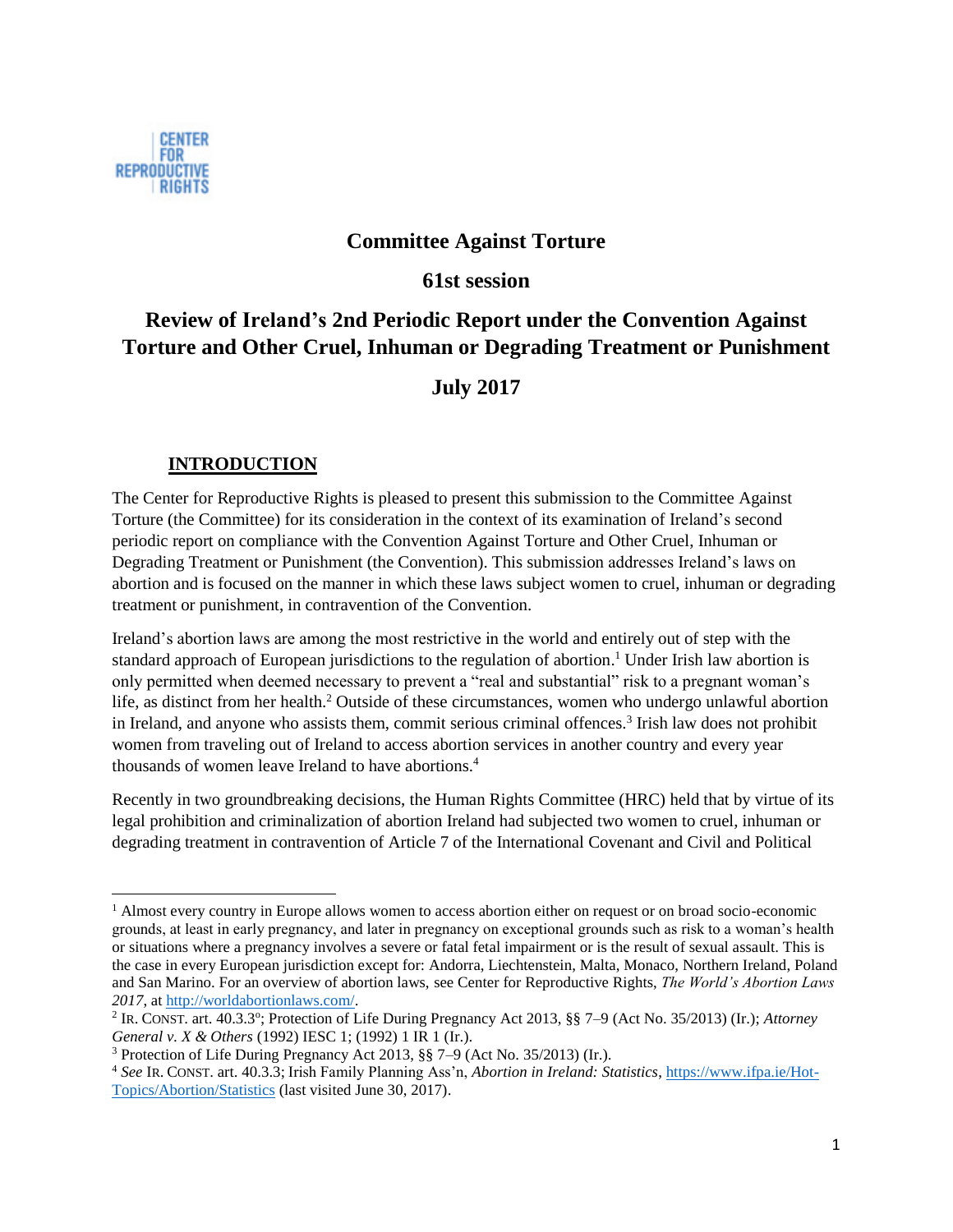CENTER FOR REPRODUCTIVE RIGHTS

# Committee Against Torture

## 61st session

## Review of Ireland's 2nd Periodic Report under the Convention Against Torture and Other Cruel, Inhuman or Degrading Treatment or Punishment

## July 2017

### INTRODUCTION

The Center for Reproductive Rights is pleased to present this submission to the Committee Against Torture (the Committee) for its consideration in the context of its examination of Ireland's second periodic report on compliance with the Convention Against Torture and Other Cruel, Inhuman or Degrading Treatment or Punishment (the Convention). This submission addresses Ireland's laws on abortion and is focused on the manner in which these laws subject women to cruel, inhuman or degrading treatment or punishment, in contravention of the Convention.

Ireland's abortion laws are among the most restrictive in the world and entirely out of step with the standard approach of European jurisdictions to the regulation of abortion.[1] Under Irish law abortion is only permitted when deemed necessary to prevent a "real and substantial" risk to a pregnant woman's life, as distinct from her health.[2] Outside of these circumstances, women who undergo unlawful abortion in Ireland, and anyone who assists them, commit serious criminal offences.[3] Irish law does not prohibit women from traveling out of Ireland to access abortion services in another country and every year thousands of women leave Ireland to have abortions.[4]

Recently in two groundbreaking decisions, the Human Rights Committee (HRC) held that by virtue of its legal prohibition and criminalization of abortion Ireland had subjected two women to cruel, inhuman or degrading treatment in contravention of Article 7 of the International Covenant and Civil and Political

---

[1] Almost every country in Europe allows women to access abortion either on request or on broad socio-economic grounds, at least in early pregnancy, and later in pregnancy on exceptional grounds such as risk to a woman's health or situations where a pregnancy involves a severe or fatal fetal impairment or is the result of sexual assault. This is the case in every European jurisdiction except for: Andorra, Liechtenstein, Malta, Monaco, Northern Ireland, Poland and San Marino. For an overview of abortion laws, see Center for Reproductive Rights, *The World's Abortion Laws 2017*, at http://worldabortionlaws.com/.

[2] IR. CONST. art. 40.3.3º; Protection of Life During Pregnancy Act 2013, §§ 7–9 (Act No. 35/2013) (Ir.); *Attorney General v. X & Others* (1992) IESC 1; (1992) 1 IR 1 (Ir.).

[3] Protection of Life During Pregnancy Act 2013, §§ 7–9 (Act No. 35/2013) (Ir.).

[4] *See* IR. CONST. art. 40.3.3; Irish Family Planning Ass'n, *Abortion in Ireland: Statistics*, https://www.ifpa.ie/Hot-Topics/Abortion/Statistics (last visited June 30, 2017).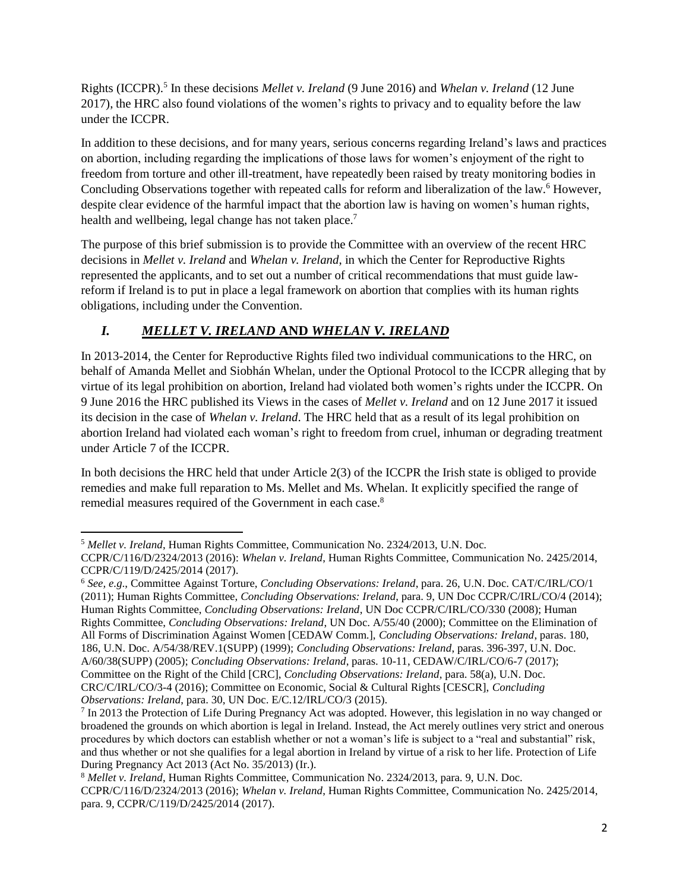Rights (ICCPR).[5] In these decisions *Mellet v. Ireland* (9 June 2016) and *Whelan v. Ireland* (12 June 2017), the HRC also found violations of the women's rights to privacy and to equality before the law under the ICCPR.

In addition to these decisions, and for many years, serious concerns regarding Ireland's laws and practices on abortion, including regarding the implications of those laws for women's enjoyment of the right to freedom from torture and other ill-treatment, have repeatedly been raised by treaty monitoring bodies in Concluding Observations together with repeated calls for reform and liberalization of the law.[6] However, despite clear evidence of the harmful impact that the abortion law is having on women's human rights, health and wellbeing, legal change has not taken place.[7]

The purpose of this brief submission is to provide the Committee with an overview of the recent HRC decisions in *Mellet v. Ireland* and *Whelan v. Ireland*, in which the Center for Reproductive Rights represented the applicants, and to set out a number of critical recommendations that must guide law-reform if Ireland is to put in place a legal framework on abortion that complies with its human rights obligations, including under the Convention.

## *I. MELLET V. IRELAND* AND *WHELAN V. IRELAND*

In 2013-2014, the Center for Reproductive Rights filed two individual communications to the HRC, on behalf of Amanda Mellet and Siobhán Whelan, under the Optional Protocol to the ICCPR alleging that by virtue of its legal prohibition on abortion, Ireland had violated both women's rights under the ICCPR. On 9 June 2016 the HRC published its Views in the cases of *Mellet v. Ireland* and on 12 June 2017 it issued its decision in the case of *Whelan v. Ireland*. The HRC held that as a result of its legal prohibition on abortion Ireland had violated each woman's right to freedom from cruel, inhuman or degrading treatment under Article 7 of the ICCPR.

In both decisions the HRC held that under Article 2(3) of the ICCPR the Irish state is obliged to provide remedies and make full reparation to Ms. Mellet and Ms. Whelan. It explicitly specified the range of remedial measures required of the Government in each case.[8]

---

[5] *Mellet v. Ireland*, Human Rights Committee, Communication No. 2324/2013, U.N. Doc. CCPR/C/116/D/2324/2013 (2016): *Whelan v. Ireland*, Human Rights Committee, Communication No. 2425/2014, CCPR/C/119/D/2425/2014 (2017).

[6] *See, e.g*., Committee Against Torture, *Concluding Observations: Ireland*, para. 26, U.N. Doc. CAT/C/IRL/CO/1 (2011); Human Rights Committee, *Concluding Observations: Ireland*, para. 9, UN Doc CCPR/C/IRL/CO/4 (2014); Human Rights Committee, *Concluding Observations: Ireland*, UN Doc CCPR/C/IRL/CO/330 (2008); Human Rights Committee, *Concluding Observations: Ireland*, UN Doc. A/55/40 (2000); Committee on the Elimination of All Forms of Discrimination Against Women [CEDAW Comm.], *Concluding Observations: Ireland*, paras. 180, 186, U.N. Doc. A/54/38/REV.1(SUPP) (1999); *Concluding Observations: Ireland*, paras. 396-397, U.N. Doc. A/60/38(SUPP) (2005); *Concluding Observations: Ireland*, paras. 10-11, CEDAW/C/IRL/CO/6-7 (2017); Committee on the Right of the Child [CRC], *Concluding Observations: Ireland*, para. 58(a), U.N. Doc. CRC/C/IRL/CO/3-4 (2016); Committee on Economic, Social & Cultural Rights [CESCR], *Concluding Observations: Ireland*, para. 30, UN Doc. E/C.12/IRL/CO/3 (2015).

[7] In 2013 the Protection of Life During Pregnancy Act was adopted. However, this legislation in no way changed or broadened the grounds on which abortion is legal in Ireland. Instead, the Act merely outlines very strict and onerous procedures by which doctors can establish whether or not a woman's life is subject to a "real and substantial" risk, and thus whether or not she qualifies for a legal abortion in Ireland by virtue of a risk to her life. Protection of Life During Pregnancy Act 2013 (Act No. 35/2013) (Ir.).

[8] *Mellet v. Ireland*, Human Rights Committee, Communication No. 2324/2013, para. 9, U.N. Doc. CCPR/C/116/D/2324/2013 (2016); *Whelan v. Ireland*, Human Rights Committee, Communication No. 2425/2014, para. 9, CCPR/C/119/D/2425/2014 (2017).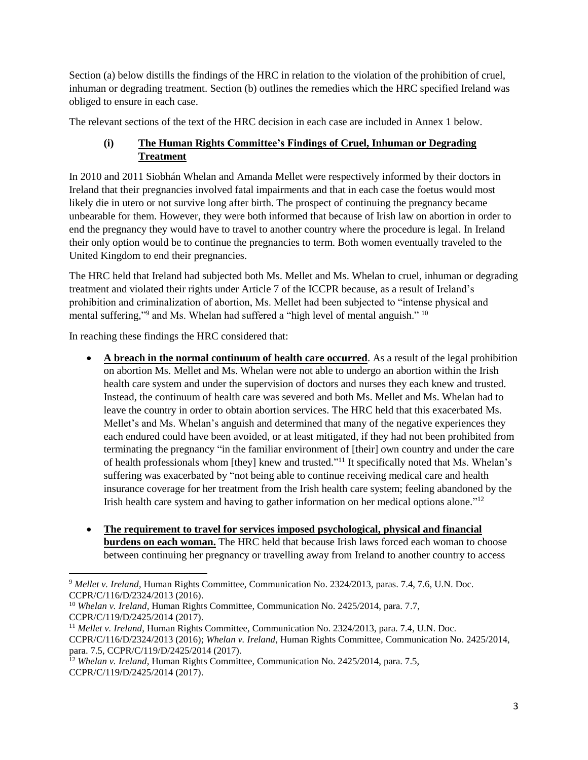Section (a) below distills the findings of the HRC in relation to the violation of the prohibition of cruel, inhuman or degrading treatment. Section (b) outlines the remedies which the HRC specified Ireland was obliged to ensure in each case.

The relevant sections of the text of the HRC decision in each case are included in Annex 1 below.

### (i) The Human Rights Committee's Findings of Cruel, Inhuman or Degrading Treatment

In 2010 and 2011 Siobhán Whelan and Amanda Mellet were respectively informed by their doctors in Ireland that their pregnancies involved fatal impairments and that in each case the foetus would most likely die in utero or not survive long after birth. The prospect of continuing the pregnancy became unbearable for them. However, they were both informed that because of Irish law on abortion in order to end the pregnancy they would have to travel to another country where the procedure is legal. In Ireland their only option would be to continue the pregnancies to term. Both women eventually traveled to the United Kingdom to end their pregnancies.

The HRC held that Ireland had subjected both Ms. Mellet and Ms. Whelan to cruel, inhuman or degrading treatment and violated their rights under Article 7 of the ICCPR because, as a result of Ireland's prohibition and criminalization of abortion, Ms. Mellet had been subjected to "intense physical and mental suffering,"[9] and Ms. Whelan had suffered a "high level of mental anguish." [10]

In reaching these findings the HRC considered that:

- **A breach in the normal continuum of health care occurred**. As a result of the legal prohibition on abortion Ms. Mellet and Ms. Whelan were not able to undergo an abortion within the Irish health care system and under the supervision of doctors and nurses they each knew and trusted. Instead, the continuum of health care was severed and both Ms. Mellet and Ms. Whelan had to leave the country in order to obtain abortion services. The HRC held that this exacerbated Ms. Mellet's and Ms. Whelan's anguish and determined that many of the negative experiences they each endured could have been avoided, or at least mitigated, if they had not been prohibited from terminating the pregnancy "in the familiar environment of [their] own country and under the care of health professionals whom [they] knew and trusted."[11] It specifically noted that Ms. Whelan's suffering was exacerbated by "not being able to continue receiving medical care and health insurance coverage for her treatment from the Irish health care system; feeling abandoned by the Irish health care system and having to gather information on her medical options alone."[12]

- **The requirement to travel for services imposed psychological, physical and financial burdens on each woman.** The HRC held that because Irish laws forced each woman to choose between continuing her pregnancy or travelling away from Ireland to another country to access

---

[9] *Mellet v. Ireland*, Human Rights Committee, Communication No. 2324/2013, paras. 7.4, 7.6, U.N. Doc. CCPR/C/116/D/2324/2013 (2016).

[10] *Whelan v. Ireland*, Human Rights Committee, Communication No. 2425/2014, para. 7.7, CCPR/C/119/D/2425/2014 (2017).

[11] *Mellet v. Ireland*, Human Rights Committee, Communication No. 2324/2013, para. 7.4, U.N. Doc. CCPR/C/116/D/2324/2013 (2016); *Whelan v. Ireland*, Human Rights Committee, Communication No. 2425/2014, para. 7.5, CCPR/C/119/D/2425/2014 (2017).

[12] *Whelan v. Ireland*, Human Rights Committee, Communication No. 2425/2014, para. 7.5, CCPR/C/119/D/2425/2014 (2017).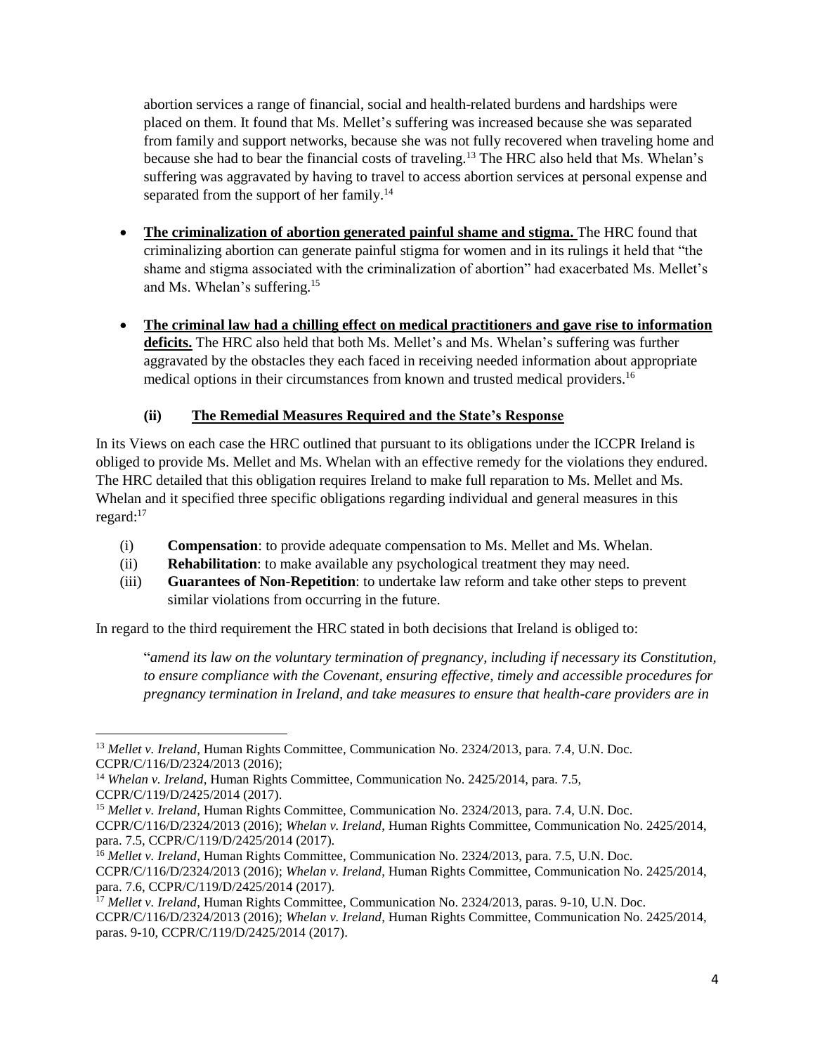abortion services a range of financial, social and health-related burdens and hardships were placed on them. It found that Ms. Mellet's suffering was increased because she was separated from family and support networks, because she was not fully recovered when traveling home and because she had to bear the financial costs of traveling.[13] The HRC also held that Ms. Whelan's suffering was aggravated by having to travel to access abortion services at personal expense and separated from the support of her family.[14]

- **The criminalization of abortion generated painful shame and stigma.** The HRC found that criminalizing abortion can generate painful stigma for women and in its rulings it held that "the shame and stigma associated with the criminalization of abortion" had exacerbated Ms. Mellet's and Ms. Whelan's suffering.[15]

- **The criminal law had a chilling effect on medical practitioners and gave rise to information deficits.** The HRC also held that both Ms. Mellet's and Ms. Whelan's suffering was further aggravated by the obstacles they each faced in receiving needed information about appropriate medical options in their circumstances from known and trusted medical providers.[16]

### (ii) The Remedial Measures Required and the State's Response

In its Views on each case the HRC outlined that pursuant to its obligations under the ICCPR Ireland is obliged to provide Ms. Mellet and Ms. Whelan with an effective remedy for the violations they endured. The HRC detailed that this obligation requires Ireland to make full reparation to Ms. Mellet and Ms. Whelan and it specified three specific obligations regarding individual and general measures in this regard:[17]

(i) **Compensation**: to provide adequate compensation to Ms. Mellet and Ms. Whelan.
(ii) **Rehabilitation**: to make available any psychological treatment they may need.
(iii) **Guarantees of Non-Repetition**: to undertake law reform and take other steps to prevent similar violations from occurring in the future.

In regard to the third requirement the HRC stated in both decisions that Ireland is obliged to:

"*amend its law on the voluntary termination of pregnancy, including if necessary its Constitution, to ensure compliance with the Covenant, ensuring effective, timely and accessible procedures for pregnancy termination in Ireland, and take measures to ensure that health-care providers are in*

---

[13] *Mellet v. Ireland*, Human Rights Committee, Communication No. 2324/2013, para. 7.4, U.N. Doc. CCPR/C/116/D/2324/2013 (2016);

[14] *Whelan v. Ireland*, Human Rights Committee, Communication No. 2425/2014, para. 7.5, CCPR/C/119/D/2425/2014 (2017).

[15] *Mellet v. Ireland*, Human Rights Committee, Communication No. 2324/2013, para. 7.4, U.N. Doc. CCPR/C/116/D/2324/2013 (2016); *Whelan v. Ireland*, Human Rights Committee, Communication No. 2425/2014, para. 7.5, CCPR/C/119/D/2425/2014 (2017).

[16] *Mellet v. Ireland*, Human Rights Committee, Communication No. 2324/2013, para. 7.5, U.N. Doc. CCPR/C/116/D/2324/2013 (2016); *Whelan v. Ireland*, Human Rights Committee, Communication No. 2425/2014, para. 7.6, CCPR/C/119/D/2425/2014 (2017).

[17] *Mellet v. Ireland*, Human Rights Committee, Communication No. 2324/2013, paras. 9-10, U.N. Doc. CCPR/C/116/D/2324/2013 (2016); *Whelan v. Ireland*, Human Rights Committee, Communication No. 2425/2014, paras. 9-10, CCPR/C/119/D/2425/2014 (2017).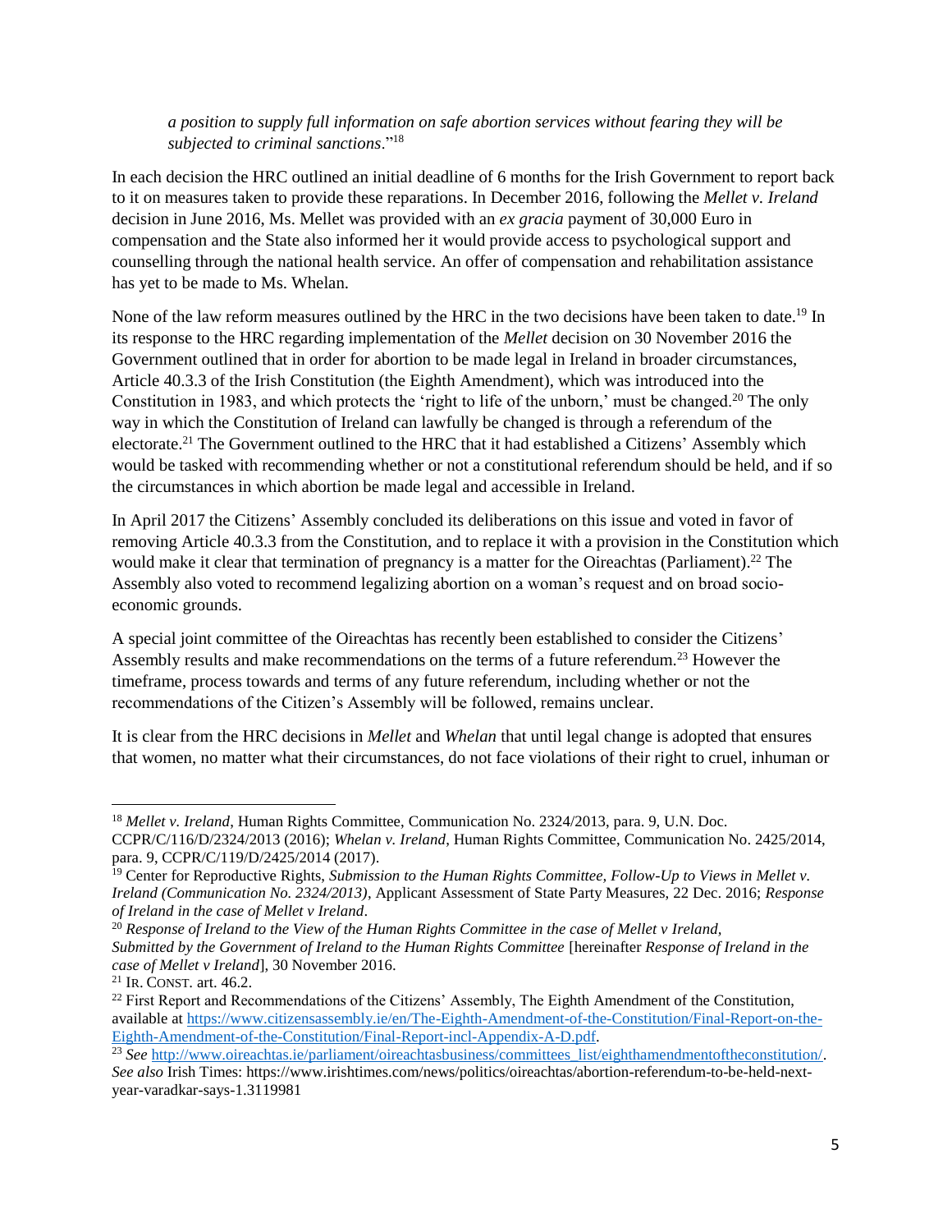*a position to supply full information on safe abortion services without fearing they will be subjected to criminal sanctions*."[18]

In each decision the HRC outlined an initial deadline of 6 months for the Irish Government to report back to it on measures taken to provide these reparations. In December 2016, following the *Mellet v. Ireland* decision in June 2016, Ms. Mellet was provided with an *ex gracia* payment of 30,000 Euro in compensation and the State also informed her it would provide access to psychological support and counselling through the national health service. An offer of compensation and rehabilitation assistance has yet to be made to Ms. Whelan.

None of the law reform measures outlined by the HRC in the two decisions have been taken to date.[19] In its response to the HRC regarding implementation of the *Mellet* decision on 30 November 2016 the Government outlined that in order for abortion to be made legal in Ireland in broader circumstances, Article 40.3.3 of the Irish Constitution (the Eighth Amendment), which was introduced into the Constitution in 1983, and which protects the 'right to life of the unborn,' must be changed.[20] The only way in which the Constitution of Ireland can lawfully be changed is through a referendum of the electorate.[21] The Government outlined to the HRC that it had established a Citizens' Assembly which would be tasked with recommending whether or not a constitutional referendum should be held, and if so the circumstances in which abortion be made legal and accessible in Ireland.

In April 2017 the Citizens' Assembly concluded its deliberations on this issue and voted in favor of removing Article 40.3.3 from the Constitution, and to replace it with a provision in the Constitution which would make it clear that termination of pregnancy is a matter for the Oireachtas (Parliament).[22] The Assembly also voted to recommend legalizing abortion on a woman's request and on broad socio-economic grounds.

A special joint committee of the Oireachtas has recently been established to consider the Citizens' Assembly results and make recommendations on the terms of a future referendum.[23] However the timeframe, process towards and terms of any future referendum, including whether or not the recommendations of the Citizen's Assembly will be followed, remains unclear.

It is clear from the HRC decisions in *Mellet* and *Whelan* that until legal change is adopted that ensures that women, no matter what their circumstances, do not face violations of their right to cruel, inhuman or

---

[18] *Mellet v. Ireland*, Human Rights Committee, Communication No. 2324/2013, para. 9, U.N. Doc. CCPR/C/116/D/2324/2013 (2016); *Whelan v. Ireland*, Human Rights Committee, Communication No. 2425/2014, para. 9, CCPR/C/119/D/2425/2014 (2017).

[19] Center for Reproductive Rights, *Submission to the Human Rights Committee, Follow-Up to Views in Mellet v. Ireland (Communication No. 2324/2013)*, Applicant Assessment of State Party Measures, 22 Dec. 2016; *Response of Ireland in the case of Mellet v Ireland*.

[20] *Response of Ireland to the View of the Human Rights Committee in the case of Mellet v Ireland, Submitted by the Government of Ireland to the Human Rights Committee* [hereinafter *Response of Ireland in the case of Mellet v Ireland*], 30 November 2016.

[21] IR. CONST. art. 46.2.

[22] First Report and Recommendations of the Citizens' Assembly, The Eighth Amendment of the Constitution, available at https://www.citizensassembly.ie/en/The-Eighth-Amendment-of-the-Constitution/Final-Report-on-the-Eighth-Amendment-of-the-Constitution/Final-Report-incl-Appendix-A-D.pdf.

[23] *See* http://www.oireachtas.ie/parliament/oireachtasbusiness/committees_list/eighthamendmentoftheconstitution/. *See also* Irish Times: https://www.irishtimes.com/news/politics/oireachtas/abortion-referendum-to-be-held-next-year-varadkar-says-1.3119981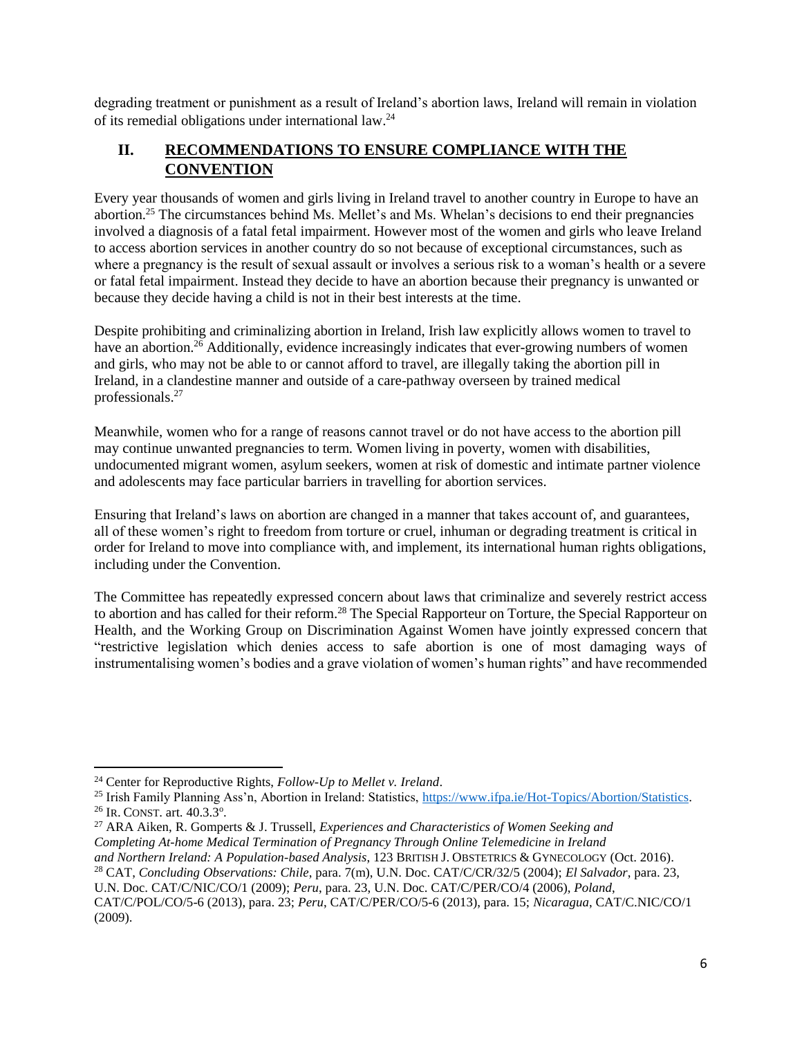degrading treatment or punishment as a result of Ireland's abortion laws, Ireland will remain in violation of its remedial obligations under international law.[24]

## II. RECOMMENDATIONS TO ENSURE COMPLIANCE WITH THE CONVENTION

Every year thousands of women and girls living in Ireland travel to another country in Europe to have an abortion.[25] The circumstances behind Ms. Mellet's and Ms. Whelan's decisions to end their pregnancies involved a diagnosis of a fatal fetal impairment. However most of the women and girls who leave Ireland to access abortion services in another country do so not because of exceptional circumstances, such as where a pregnancy is the result of sexual assault or involves a serious risk to a woman's health or a severe or fatal fetal impairment. Instead they decide to have an abortion because their pregnancy is unwanted or because they decide having a child is not in their best interests at the time.

Despite prohibiting and criminalizing abortion in Ireland, Irish law explicitly allows women to travel to have an abortion.[26] Additionally, evidence increasingly indicates that ever-growing numbers of women and girls, who may not be able to or cannot afford to travel, are illegally taking the abortion pill in Ireland, in a clandestine manner and outside of a care-pathway overseen by trained medical professionals.[27]

Meanwhile, women who for a range of reasons cannot travel or do not have access to the abortion pill may continue unwanted pregnancies to term. Women living in poverty, women with disabilities, undocumented migrant women, asylum seekers, women at risk of domestic and intimate partner violence and adolescents may face particular barriers in travelling for abortion services.

Ensuring that Ireland's laws on abortion are changed in a manner that takes account of, and guarantees, all of these women's right to freedom from torture or cruel, inhuman or degrading treatment is critical in order for Ireland to move into compliance with, and implement, its international human rights obligations, including under the Convention.

The Committee has repeatedly expressed concern about laws that criminalize and severely restrict access to abortion and has called for their reform.[28] The Special Rapporteur on Torture, the Special Rapporteur on Health, and the Working Group on Discrimination Against Women have jointly expressed concern that "restrictive legislation which denies access to safe abortion is one of most damaging ways of instrumentalising women's bodies and a grave violation of women's human rights" and have recommended

---

[24] Center for Reproductive Rights, *Follow-Up to Mellet v. Ireland*.

[25] Irish Family Planning Ass'n, Abortion in Ireland: Statistics, https://www.ifpa.ie/Hot-Topics/Abortion/Statistics.

[26] IR. CONST. art. 40.3.3º.

[27] ARA Aiken, R. Gomperts & J. Trussell, *Experiences and Characteristics of Women Seeking and Completing At-home Medical Termination of Pregnancy Through Online Telemedicine in Ireland and Northern Ireland: A Population-based Analysis*, 123 BRITISH J. OBSTETRICS & GYNECOLOGY (Oct. 2016).

[28] CAT, *Concluding Observations: Chile*, para. 7(m), U.N. Doc. CAT/C/CR/32/5 (2004); *El Salvador*, para. 23, U.N. Doc. CAT/C/NIC/CO/1 (2009); *Peru*, para. 23, U.N. Doc. CAT/C/PER/CO/4 (2006), *Poland*, CAT/C/POL/CO/5-6 (2013), para. 23; *Peru*, CAT/C/PER/CO/5-6 (2013), para. 15; *Nicaragua*, CAT/C.NIC/CO/1 (2009).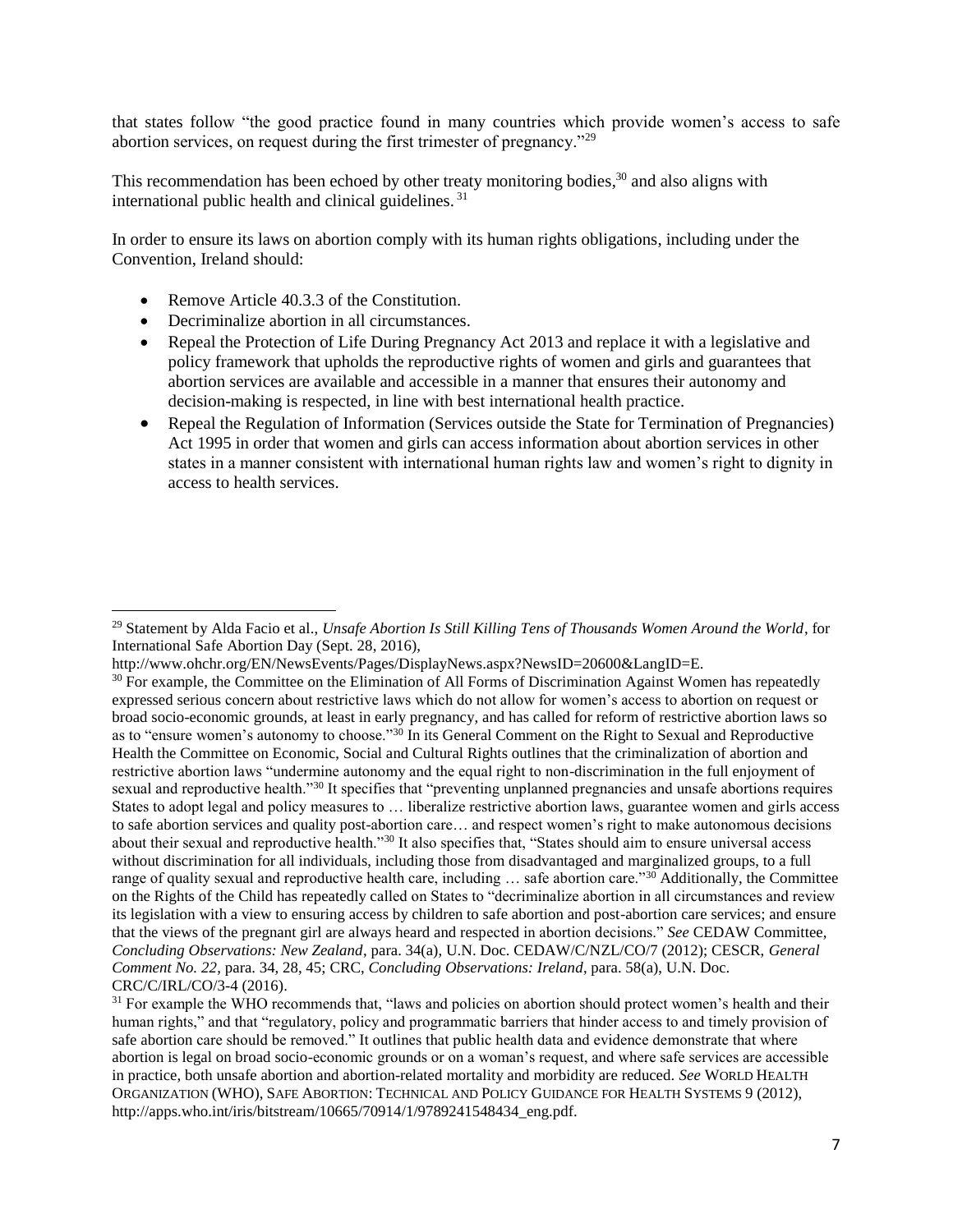that states follow "the good practice found in many countries which provide women's access to safe abortion services, on request during the first trimester of pregnancy."[29]

This recommendation has been echoed by other treaty monitoring bodies,[30] and also aligns with international public health and clinical guidelines.[31]

In order to ensure its laws on abortion comply with its human rights obligations, including under the Convention, Ireland should:

- Remove Article 40.3.3 of the Constitution.
- Decriminalize abortion in all circumstances.
- Repeal the Protection of Life During Pregnancy Act 2013 and replace it with a legislative and policy framework that upholds the reproductive rights of women and girls and guarantees that abortion services are available and accessible in a manner that ensures their autonomy and decision-making is respected, in line with best international health practice.
- Repeal the Regulation of Information (Services outside the State for Termination of Pregnancies) Act 1995 in order that women and girls can access information about abortion services in other states in a manner consistent with international human rights law and women's right to dignity in access to health services.

---

[29] Statement by Alda Facio et al., *Unsafe Abortion Is Still Killing Tens of Thousands Women Around the World*, for International Safe Abortion Day (Sept. 28, 2016), http://www.ohchr.org/EN/NewsEvents/Pages/DisplayNews.aspx?NewsID=20600&LangID=E.

[30] For example, the Committee on the Elimination of All Forms of Discrimination Against Women has repeatedly expressed serious concern about restrictive laws which do not allow for women's access to abortion on request or broad socio-economic grounds, at least in early pregnancy, and has called for reform of restrictive abortion laws so as to "ensure women's autonomy to choose."[30] In its General Comment on the Right to Sexual and Reproductive Health the Committee on Economic, Social and Cultural Rights outlines that the criminalization of abortion and restrictive abortion laws "undermine autonomy and the equal right to non-discrimination in the full enjoyment of sexual and reproductive health."[30] It specifies that "preventing unplanned pregnancies and unsafe abortions requires States to adopt legal and policy measures to … liberalize restrictive abortion laws, guarantee women and girls access to safe abortion services and quality post-abortion care… and respect women's right to make autonomous decisions about their sexual and reproductive health."[30] It also specifies that, "States should aim to ensure universal access without discrimination for all individuals, including those from disadvantaged and marginalized groups, to a full range of quality sexual and reproductive health care, including … safe abortion care."[30] Additionally, the Committee on the Rights of the Child has repeatedly called on States to "decriminalize abortion in all circumstances and review its legislation with a view to ensuring access by children to safe abortion and post-abortion care services; and ensure that the views of the pregnant girl are always heard and respected in abortion decisions." *See* CEDAW Committee, *Concluding Observations: New Zealand*, para. 34(a), U.N. Doc. CEDAW/C/NZL/CO/7 (2012); CESCR, *General Comment No. 22*, para. 34, 28, 45; CRC, *Concluding Observations: Ireland*, para. 58(a), U.N. Doc. CRC/C/IRL/CO/3-4 (2016).

[31] For example the WHO recommends that, "laws and policies on abortion should protect women's health and their human rights," and that "regulatory, policy and programmatic barriers that hinder access to and timely provision of safe abortion care should be removed." It outlines that public health data and evidence demonstrate that where abortion is legal on broad socio-economic grounds or on a woman's request, and where safe services are accessible in practice, both unsafe abortion and abortion-related mortality and morbidity are reduced. *See* WORLD HEALTH ORGANIZATION (WHO), SAFE ABORTION: TECHNICAL AND POLICY GUIDANCE FOR HEALTH SYSTEMS 9 (2012), http://apps.who.int/iris/bitstream/10665/70914/1/9789241548434_eng.pdf.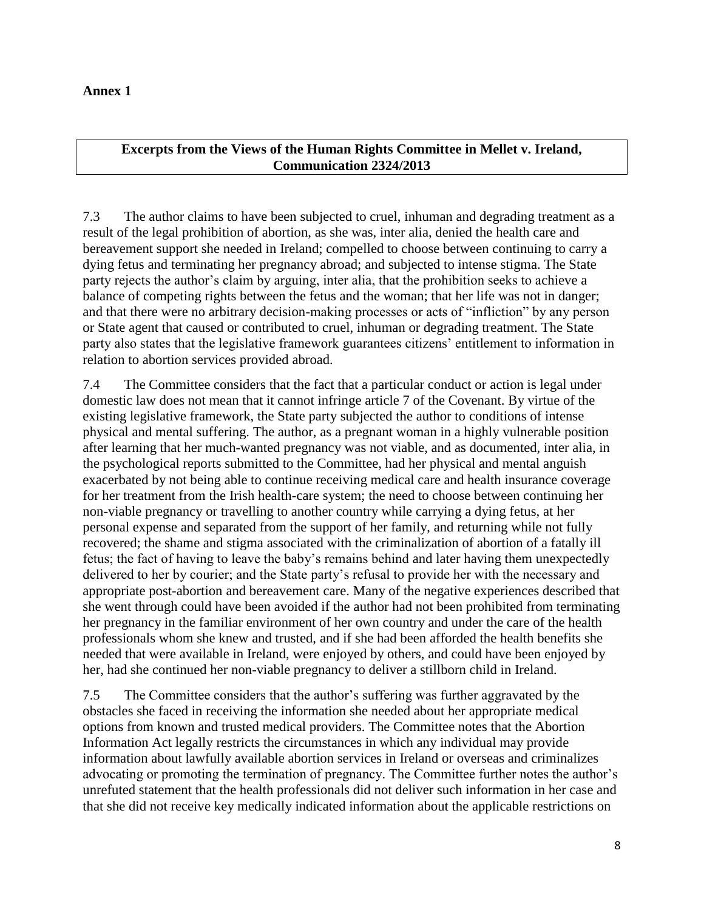**Annex 1**

**Excerpts from the Views of the Human Rights Committee in Mellet v. Ireland, Communication 2324/2013**

7.3 The author claims to have been subjected to cruel, inhuman and degrading treatment as a result of the legal prohibition of abortion, as she was, inter alia, denied the health care and bereavement support she needed in Ireland; compelled to choose between continuing to carry a dying fetus and terminating her pregnancy abroad; and subjected to intense stigma. The State party rejects the author's claim by arguing, inter alia, that the prohibition seeks to achieve a balance of competing rights between the fetus and the woman; that her life was not in danger; and that there were no arbitrary decision-making processes or acts of "infliction" by any person or State agent that caused or contributed to cruel, inhuman or degrading treatment. The State party also states that the legislative framework guarantees citizens' entitlement to information in relation to abortion services provided abroad.

7.4 The Committee considers that the fact that a particular conduct or action is legal under domestic law does not mean that it cannot infringe article 7 of the Covenant. By virtue of the existing legislative framework, the State party subjected the author to conditions of intense physical and mental suffering. The author, as a pregnant woman in a highly vulnerable position after learning that her much-wanted pregnancy was not viable, and as documented, inter alia, in the psychological reports submitted to the Committee, had her physical and mental anguish exacerbated by not being able to continue receiving medical care and health insurance coverage for her treatment from the Irish health-care system; the need to choose between continuing her non-viable pregnancy or travelling to another country while carrying a dying fetus, at her personal expense and separated from the support of her family, and returning while not fully recovered; the shame and stigma associated with the criminalization of abortion of a fatally ill fetus; the fact of having to leave the baby's remains behind and later having them unexpectedly delivered to her by courier; and the State party's refusal to provide her with the necessary and appropriate post-abortion and bereavement care. Many of the negative experiences described that she went through could have been avoided if the author had not been prohibited from terminating her pregnancy in the familiar environment of her own country and under the care of the health professionals whom she knew and trusted, and if she had been afforded the health benefits she needed that were available in Ireland, were enjoyed by others, and could have been enjoyed by her, had she continued her non-viable pregnancy to deliver a stillborn child in Ireland.

7.5 The Committee considers that the author's suffering was further aggravated by the obstacles she faced in receiving the information she needed about her appropriate medical options from known and trusted medical providers. The Committee notes that the Abortion Information Act legally restricts the circumstances in which any individual may provide information about lawfully available abortion services in Ireland or overseas and criminalizes advocating or promoting the termination of pregnancy. The Committee further notes the author's unrefuted statement that the health professionals did not deliver such information in her case and that she did not receive key medically indicated information about the applicable restrictions on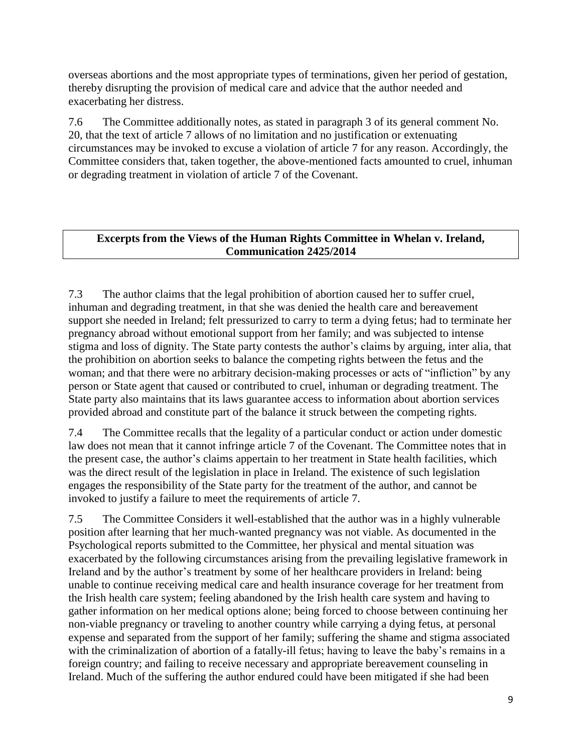overseas abortions and the most appropriate types of terminations, given her period of gestation, thereby disrupting the provision of medical care and advice that the author needed and exacerbating her distress.

7.6 The Committee additionally notes, as stated in paragraph 3 of its general comment No. 20, that the text of article 7 allows of no limitation and no justification or extenuating circumstances may be invoked to excuse a violation of article 7 for any reason. Accordingly, the Committee considers that, taken together, the above-mentioned facts amounted to cruel, inhuman or degrading treatment in violation of article 7 of the Covenant.

**Excerpts from the Views of the Human Rights Committee in Whelan v. Ireland, Communication 2425/2014**

7.3 The author claims that the legal prohibition of abortion caused her to suffer cruel, inhuman and degrading treatment, in that she was denied the health care and bereavement support she needed in Ireland; felt pressurized to carry to term a dying fetus; had to terminate her pregnancy abroad without emotional support from her family; and was subjected to intense stigma and loss of dignity. The State party contests the author's claims by arguing, inter alia, that the prohibition on abortion seeks to balance the competing rights between the fetus and the woman; and that there were no arbitrary decision-making processes or acts of "infliction" by any person or State agent that caused or contributed to cruel, inhuman or degrading treatment. The State party also maintains that its laws guarantee access to information about abortion services provided abroad and constitute part of the balance it struck between the competing rights.

7.4 The Committee recalls that the legality of a particular conduct or action under domestic law does not mean that it cannot infringe article 7 of the Covenant. The Committee notes that in the present case, the author's claims appertain to her treatment in State health facilities, which was the direct result of the legislation in place in Ireland. The existence of such legislation engages the responsibility of the State party for the treatment of the author, and cannot be invoked to justify a failure to meet the requirements of article 7.

7.5 The Committee Considers it well-established that the author was in a highly vulnerable position after learning that her much-wanted pregnancy was not viable. As documented in the Psychological reports submitted to the Committee, her physical and mental situation was exacerbated by the following circumstances arising from the prevailing legislative framework in Ireland and by the author's treatment by some of her healthcare providers in Ireland: being unable to continue receiving medical care and health insurance coverage for her treatment from the Irish health care system; feeling abandoned by the Irish health care system and having to gather information on her medical options alone; being forced to choose between continuing her non-viable pregnancy or traveling to another country while carrying a dying fetus, at personal expense and separated from the support of her family; suffering the shame and stigma associated with the criminalization of abortion of a fatally-ill fetus; having to leave the baby's remains in a foreign country; and failing to receive necessary and appropriate bereavement counseling in Ireland. Much of the suffering the author endured could have been mitigated if she had been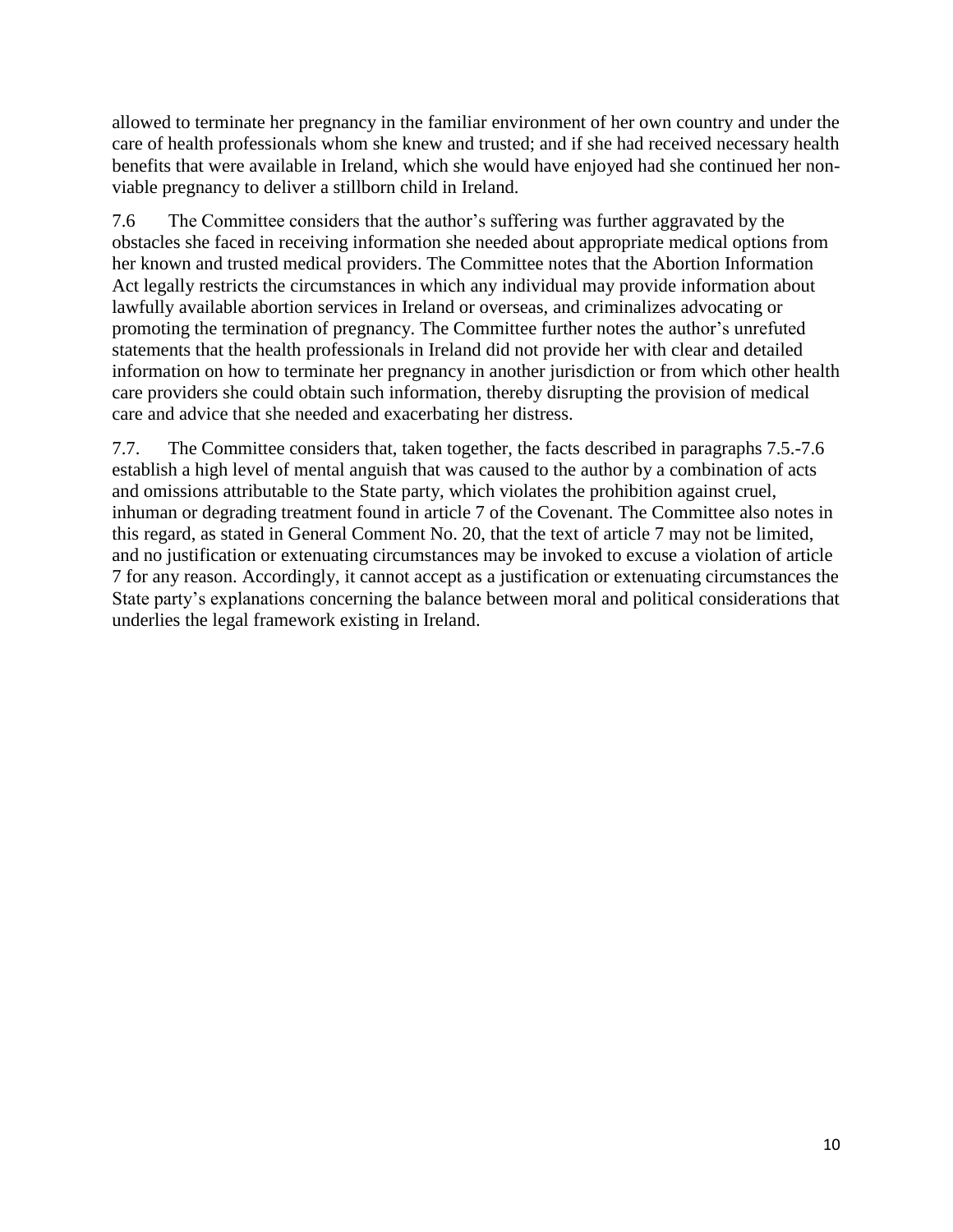allowed to terminate her pregnancy in the familiar environment of her own country and under the care of health professionals whom she knew and trusted; and if she had received necessary health benefits that were available in Ireland, which she would have enjoyed had she continued her non-viable pregnancy to deliver a stillborn child in Ireland.

7.6 The Committee considers that the author's suffering was further aggravated by the obstacles she faced in receiving information she needed about appropriate medical options from her known and trusted medical providers. The Committee notes that the Abortion Information Act legally restricts the circumstances in which any individual may provide information about lawfully available abortion services in Ireland or overseas, and criminalizes advocating or promoting the termination of pregnancy. The Committee further notes the author's unrefuted statements that the health professionals in Ireland did not provide her with clear and detailed information on how to terminate her pregnancy in another jurisdiction or from which other health care providers she could obtain such information, thereby disrupting the provision of medical care and advice that she needed and exacerbating her distress.

7.7. The Committee considers that, taken together, the facts described in paragraphs 7.5.-7.6 establish a high level of mental anguish that was caused to the author by a combination of acts and omissions attributable to the State party, which violates the prohibition against cruel, inhuman or degrading treatment found in article 7 of the Covenant. The Committee also notes in this regard, as stated in General Comment No. 20, that the text of article 7 may not be limited, and no justification or extenuating circumstances may be invoked to excuse a violation of article 7 for any reason. Accordingly, it cannot accept as a justification or extenuating circumstances the State party's explanations concerning the balance between moral and political considerations that underlies the legal framework existing in Ireland.